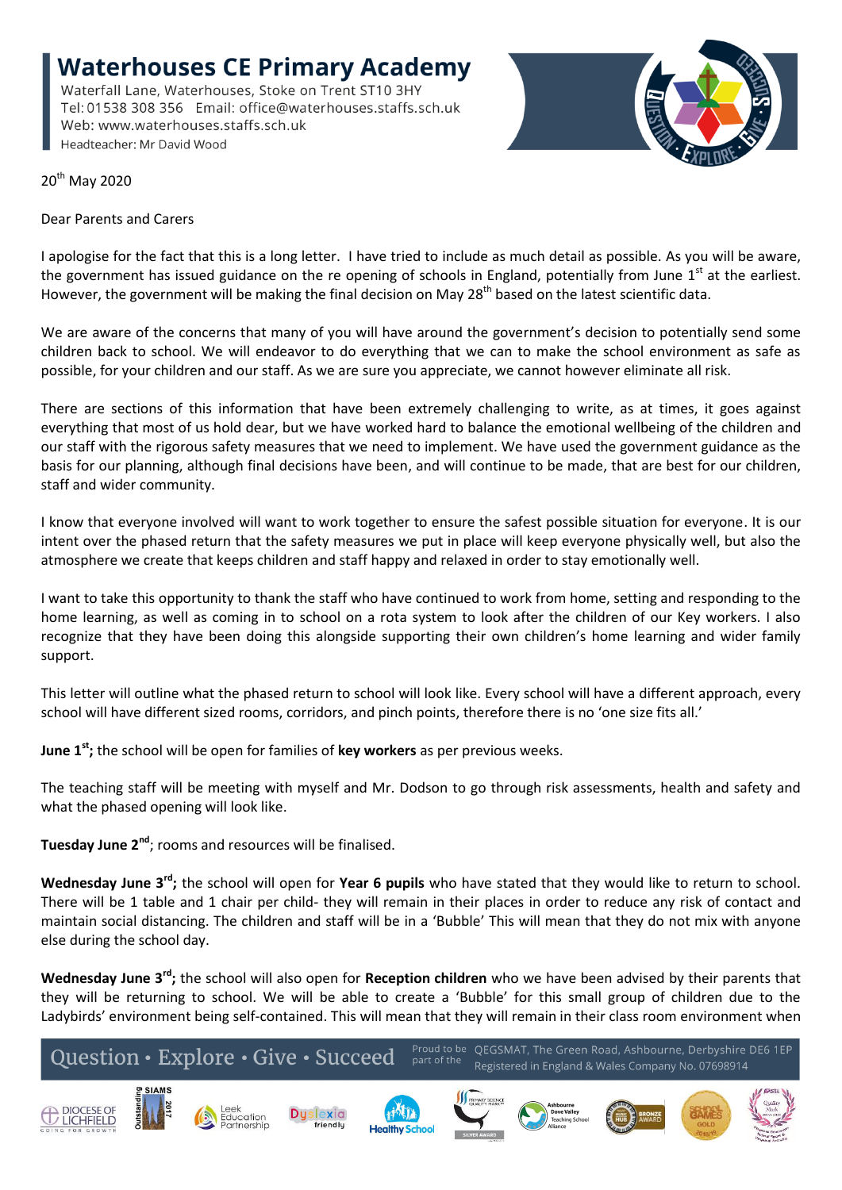# Waterhouses CE Primary Academy

Waterfall Lane, Waterhouses, Stoke on Trent ST10 3HY
Tel: 01538 308 356 Email: office@waterhouses.staffs.sch.uk
Web: www.waterhouses.staffs.sch.uk
Headteacher: Mr David Wood

20th May 2020

Dear Parents and Carers

I apologise for the fact that this is a long letter. I have tried to include as much detail as possible. As you will be aware, the government has issued guidance on the re opening of schools in England, potentially from June 1st at the earliest. However, the government will be making the final decision on May 28th based on the latest scientific data.

We are aware of the concerns that many of you will have around the government's decision to potentially send some children back to school. We will endeavor to do everything that we can to make the school environment as safe as possible, for your children and our staff. As we are sure you appreciate, we cannot however eliminate all risk.

There are sections of this information that have been extremely challenging to write, as at times, it goes against everything that most of us hold dear, but we have worked hard to balance the emotional wellbeing of the children and our staff with the rigorous safety measures that we need to implement. We have used the government guidance as the basis for our planning, although final decisions have been, and will continue to be made, that are best for our children, staff and wider community.

I know that everyone involved will want to work together to ensure the safest possible situation for everyone. It is our intent over the phased return that the safety measures we put in place will keep everyone physically well, but also the atmosphere we create that keeps children and staff happy and relaxed in order to stay emotionally well.

I want to take this opportunity to thank the staff who have continued to work from home, setting and responding to the home learning, as well as coming in to school on a rota system to look after the children of our Key workers. I also recognize that they have been doing this alongside supporting their own children's home learning and wider family support.

This letter will outline what the phased return to school will look like. Every school will have a different approach, every school will have different sized rooms, corridors, and pinch points, therefore there is no 'one size fits all.'

**June 1st;** the school will be open for families of **key workers** as per previous weeks.

The teaching staff will be meeting with myself and Mr. Dodson to go through risk assessments, health and safety and what the phased opening will look like.

**Tuesday June 2nd**; rooms and resources will be finalised.

**Wednesday June 3rd;** the school will open for **Year 6 pupils** who have stated that they would like to return to school. There will be 1 table and 1 chair per child- they will remain in their places in order to reduce any risk of contact and maintain social distancing. The children and staff will be in a 'Bubble' This will mean that they do not mix with anyone else during the school day.

**Wednesday June 3rd;** the school will also open for **Reception children** who we have been advised by their parents that they will be returning to school. We will be able to create a 'Bubble' for this small group of children due to the Ladybirds' environment being self-contained. This will mean that they will remain in their class room environment when

Question • Explore • Give • Succeed — Proud to be part of the QEGSMAT, The Green Road, Ashbourne, Derbyshire DE6 1EP
Registered in England & Wales Company No. 07698914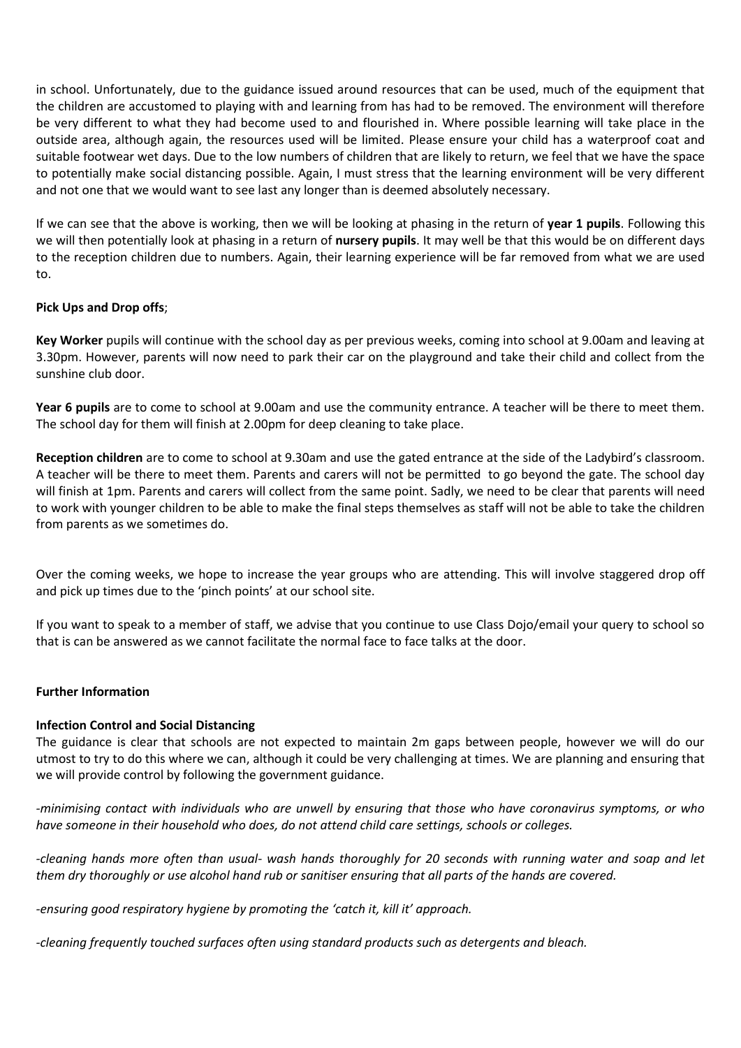in school. Unfortunately, due to the guidance issued around resources that can be used, much of the equipment that the children are accustomed to playing with and learning from has had to be removed. The environment will therefore be very different to what they had become used to and flourished in. Where possible learning will take place in the outside area, although again, the resources used will be limited. Please ensure your child has a waterproof coat and suitable footwear wet days. Due to the low numbers of children that are likely to return, we feel that we have the space to potentially make social distancing possible. Again, I must stress that the learning environment will be very different and not one that we would want to see last any longer than is deemed absolutely necessary.

If we can see that the above is working, then we will be looking at phasing in the return of **year 1 pupils**. Following this we will then potentially look at phasing in a return of **nursery pupils**. It may well be that this would be on different days to the reception children due to numbers. Again, their learning experience will be far removed from what we are used to.

**Pick Ups and Drop offs**;

**Key Worker** pupils will continue with the school day as per previous weeks, coming into school at 9.00am and leaving at 3.30pm. However, parents will now need to park their car on the playground and take their child and collect from the sunshine club door.

**Year 6 pupils** are to come to school at 9.00am and use the community entrance. A teacher will be there to meet them. The school day for them will finish at 2.00pm for deep cleaning to take place.

**Reception children** are to come to school at 9.30am and use the gated entrance at the side of the Ladybird's classroom. A teacher will be there to meet them. Parents and carers will not be permitted to go beyond the gate. The school day will finish at 1pm. Parents and carers will collect from the same point. Sadly, we need to be clear that parents will need to work with younger children to be able to make the final steps themselves as staff will not be able to take the children from parents as we sometimes do.

Over the coming weeks, we hope to increase the year groups who are attending. This will involve staggered drop off and pick up times due to the 'pinch points' at our school site.

If you want to speak to a member of staff, we advise that you continue to use Class Dojo/email your query to school so that is can be answered as we cannot facilitate the normal face to face talks at the door.

**Further Information**

**Infection Control and Social Distancing**

The guidance is clear that schools are not expected to maintain 2m gaps between people, however we will do our utmost to try to do this where we can, although it could be very challenging at times. We are planning and ensuring that we will provide control by following the government guidance.

*-minimising contact with individuals who are unwell by ensuring that those who have coronavirus symptoms, or who have someone in their household who does, do not attend child care settings, schools or colleges.*

*-cleaning hands more often than usual- wash hands thoroughly for 20 seconds with running water and soap and let them dry thoroughly or use alcohol hand rub or sanitiser ensuring that all parts of the hands are covered.*

*-ensuring good respiratory hygiene by promoting the 'catch it, kill it' approach.*

*-cleaning frequently touched surfaces often using standard products such as detergents and bleach.*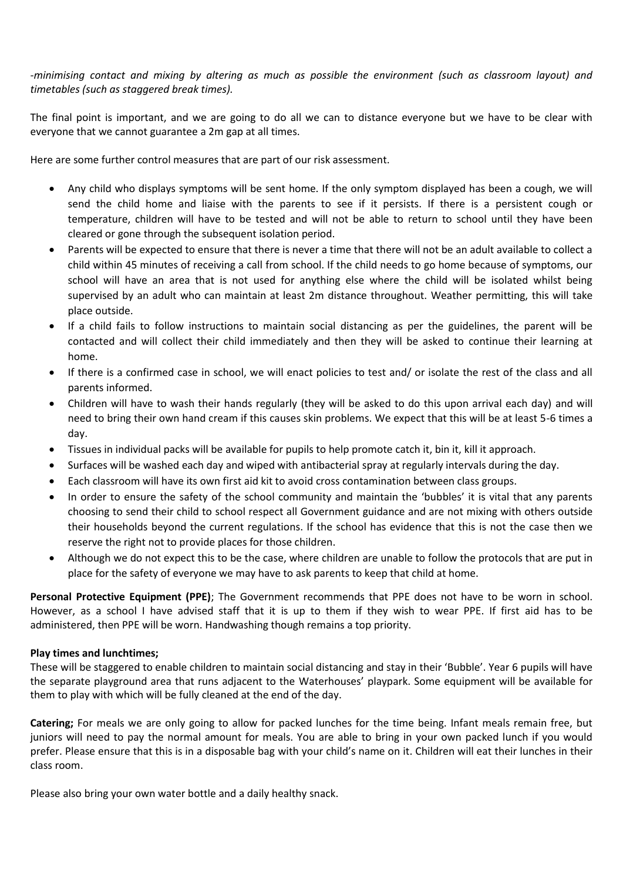*-minimising contact and mixing by altering as much as possible the environment (such as classroom layout) and timetables (such as staggered break times).*

The final point is important, and we are going to do all we can to distance everyone but we have to be clear with everyone that we cannot guarantee a 2m gap at all times.

Here are some further control measures that are part of our risk assessment.

- Any child who displays symptoms will be sent home. If the only symptom displayed has been a cough, we will send the child home and liaise with the parents to see if it persists. If there is a persistent cough or temperature, children will have to be tested and will not be able to return to school until they have been cleared or gone through the subsequent isolation period.
- Parents will be expected to ensure that there is never a time that there will not be an adult available to collect a child within 45 minutes of receiving a call from school. If the child needs to go home because of symptoms, our school will have an area that is not used for anything else where the child will be isolated whilst being supervised by an adult who can maintain at least 2m distance throughout. Weather permitting, this will take place outside.
- If a child fails to follow instructions to maintain social distancing as per the guidelines, the parent will be contacted and will collect their child immediately and then they will be asked to continue their learning at home.
- If there is a confirmed case in school, we will enact policies to test and/ or isolate the rest of the class and all parents informed.
- Children will have to wash their hands regularly (they will be asked to do this upon arrival each day) and will need to bring their own hand cream if this causes skin problems. We expect that this will be at least 5-6 times a day.
- Tissues in individual packs will be available for pupils to help promote catch it, bin it, kill it approach.
- Surfaces will be washed each day and wiped with antibacterial spray at regularly intervals during the day.
- Each classroom will have its own first aid kit to avoid cross contamination between class groups.
- In order to ensure the safety of the school community and maintain the 'bubbles' it is vital that any parents choosing to send their child to school respect all Government guidance and are not mixing with others outside their households beyond the current regulations. If the school has evidence that this is not the case then we reserve the right not to provide places for those children.
- Although we do not expect this to be the case, where children are unable to follow the protocols that are put in place for the safety of everyone we may have to ask parents to keep that child at home.

**Personal Protective Equipment (PPE)**; The Government recommends that PPE does not have to be worn in school. However, as a school I have advised staff that it is up to them if they wish to wear PPE. If first aid has to be administered, then PPE will be worn. Handwashing though remains a top priority.

**Play times and lunchtimes;**
These will be staggered to enable children to maintain social distancing and stay in their 'Bubble'. Year 6 pupils will have the separate playground area that runs adjacent to the Waterhouses' playpark. Some equipment will be available for them to play with which will be fully cleaned at the end of the day.

**Catering;** For meals we are only going to allow for packed lunches for the time being. Infant meals remain free, but juniors will need to pay the normal amount for meals. You are able to bring in your own packed lunch if you would prefer. Please ensure that this is in a disposable bag with your child's name on it. Children will eat their lunches in their class room.

Please also bring your own water bottle and a daily healthy snack.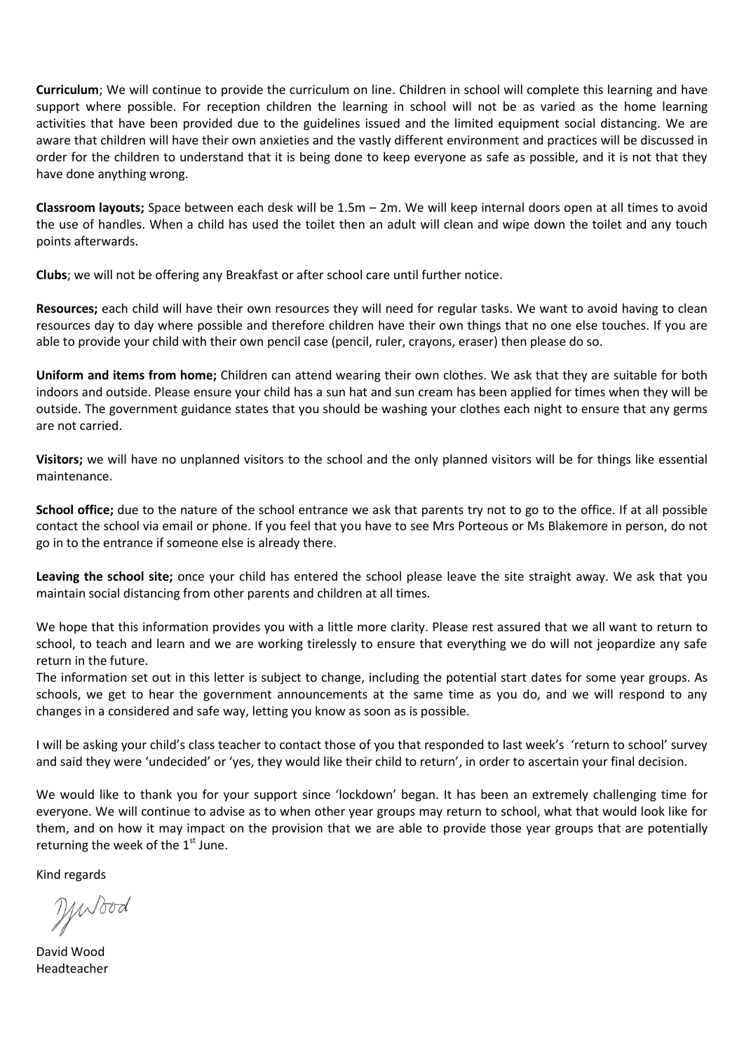**Curriculum**; We will continue to provide the curriculum on line. Children in school will complete this learning and have support where possible. For reception children the learning in school will not be as varied as the home learning activities that have been provided due to the guidelines issued and the limited equipment social distancing. We are aware that children will have their own anxieties and the vastly different environment and practices will be discussed in order for the children to understand that it is being done to keep everyone as safe as possible, and it is not that they have done anything wrong.

**Classroom layouts;** Space between each desk will be 1.5m – 2m. We will keep internal doors open at all times to avoid the use of handles. When a child has used the toilet then an adult will clean and wipe down the toilet and any touch points afterwards.

**Clubs**; we will not be offering any Breakfast or after school care until further notice.

**Resources;** each child will have their own resources they will need for regular tasks. We want to avoid having to clean resources day to day where possible and therefore children have their own things that no one else touches. If you are able to provide your child with their own pencil case (pencil, ruler, crayons, eraser) then please do so.

**Uniform and items from home;** Children can attend wearing their own clothes. We ask that they are suitable for both indoors and outside. Please ensure your child has a sun hat and sun cream has been applied for times when they will be outside. The government guidance states that you should be washing your clothes each night to ensure that any germs are not carried.

**Visitors;** we will have no unplanned visitors to the school and the only planned visitors will be for things like essential maintenance.

**School office;** due to the nature of the school entrance we ask that parents try not to go to the office. If at all possible contact the school via email or phone. If you feel that you have to see Mrs Porteous or Ms Blakemore in person, do not go in to the entrance if someone else is already there.

**Leaving the school site;** once your child has entered the school please leave the site straight away. We ask that you maintain social distancing from other parents and children at all times.

We hope that this information provides you with a little more clarity. Please rest assured that we all want to return to school, to teach and learn and we are working tirelessly to ensure that everything we do will not jeopardize any safe return in the future.

The information set out in this letter is subject to change, including the potential start dates for some year groups. As schools, we get to hear the government announcements at the same time as you do, and we will respond to any changes in a considered and safe way, letting you know as soon as is possible.

I will be asking your child's class teacher to contact those of you that responded to last week's 'return to school' survey and said they were 'undecided' or 'yes, they would like their child to return', in order to ascertain your final decision.

We would like to thank you for your support since 'lockdown' began. It has been an extremely challenging time for everyone. We will continue to advise as to when other year groups may return to school, what that would look like for them, and on how it may impact on the provision that we are able to provide those year groups that are potentially returning the week of the 1st June.

Kind regards

DJWood

David Wood
Headteacher